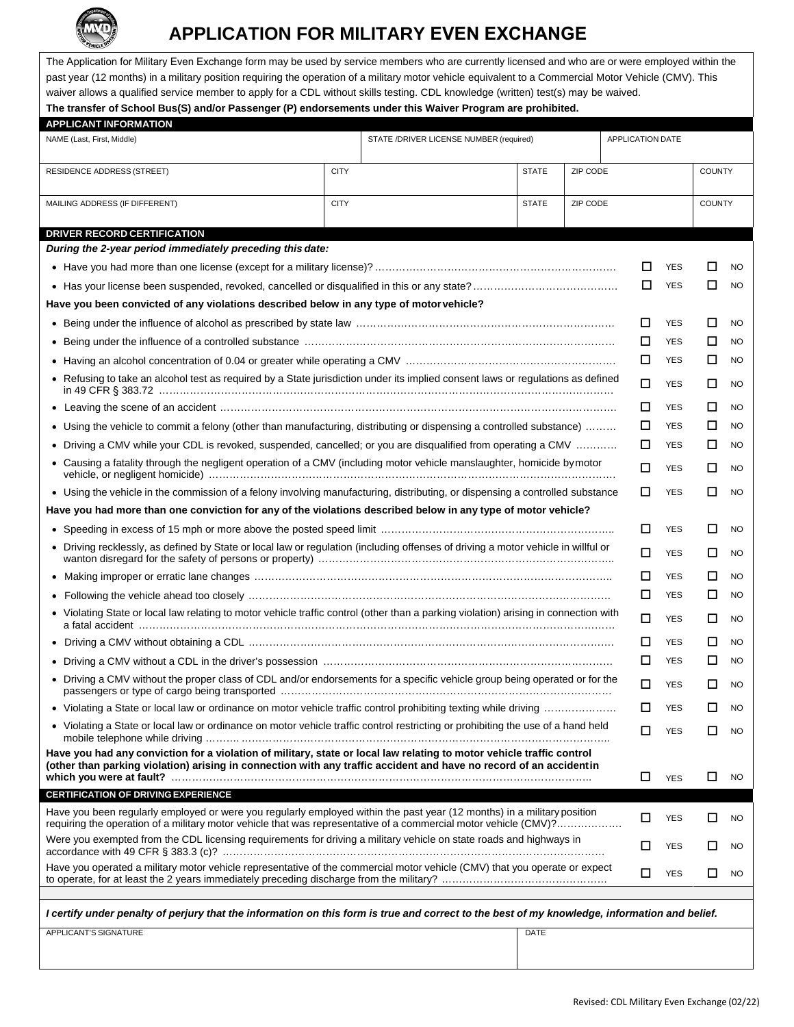# APPLICATION FOR MILITARY EVEN EXCHANGE

The Application for Military Even Exchange form may be used by service members who are currently licensed and who are or were employed within the past year (12 months) in a military position requiring the operation of a military motor vehicle equivalent to a Commercial Motor Vehicle (CMV). This waiver allows a qualified service member to apply for a CDL without skills testing. CDL knowledge (written) test(s) may be waived.

**The transfer of School Bus(S) and/or Passenger (P) endorsements under this Waiver Program are prohibited.**

## APPLICANT INFORMATION

| NAME (Last, First, Middle) | | STATE /DRIVER LICENSE NUMBER (required) | | | APPLICATION DATE |
|---|---|---|---|---|---|
| RESIDENCE ADDRESS (STREET) | CITY | | STATE | ZIP CODE | COUNTY |
| MAILING ADDRESS (IF DIFFERENT) | CITY | | STATE | ZIP CODE | COUNTY |

## DRIVER RECORD CERTIFICATION

***During the 2-year period immediately preceding this date:***

| Question | YES | NO |
|---|---|---|
| • Have you had more than one license (except for a military license)? | ☐ YES | ☐ NO |
| • Has your license been suspended, revoked, cancelled or disqualified in this or any state? | ☐ YES | ☐ NO |

**Have you been convicted of any violations described below in any type of motor vehicle?**

| Question | YES | NO |
|---|---|---|
| • Being under the influence of alcohol as prescribed by state law | ☐ YES | ☐ NO |
| • Being under the influence of a controlled substance | ☐ YES | ☐ NO |
| • Having an alcohol concentration of 0.04 or greater while operating a CMV | ☐ YES | ☐ NO |
| • Refusing to take an alcohol test as required by a State jurisdiction under its implied consent laws or regulations as defined in 49 CFR § 383.72 | ☐ YES | ☐ NO |
| • Leaving the scene of an accident | ☐ YES | ☐ NO |
| • Using the vehicle to commit a felony (other than manufacturing, distributing or dispensing a controlled substance) | ☐ YES | ☐ NO |
| • Driving a CMV while your CDL is revoked, suspended, cancelled; or you are disqualified from operating a CMV | ☐ YES | ☐ NO |
| • Causing a fatality through the negligent operation of a CMV (including motor vehicle manslaughter, homicide by motor vehicle, or negligent homicide) | ☐ YES | ☐ NO |
| • Using the vehicle in the commission of a felony involving manufacturing, distributing, or dispensing a controlled substance | ☐ YES | ☐ NO |

**Have you had more than one conviction for any of the violations described below in any type of motor vehicle?**

| Question | YES | NO |
|---|---|---|
| • Speeding in excess of 15 mph or more above the posted speed limit | ☐ YES | ☐ NO |
| • Driving recklessly, as defined by State or local law or regulation (including offenses of driving a motor vehicle in willful or wanton disregard for the safety of persons or property) | ☐ YES | ☐ NO |
| • Making improper or erratic lane changes | ☐ YES | ☐ NO |
| • Following the vehicle ahead too closely | ☐ YES | ☐ NO |
| • Violating State or local law relating to motor vehicle traffic control (other than a parking violation) arising in connection with a fatal accident | ☐ YES | ☐ NO |
| • Driving a CMV without obtaining a CDL | ☐ YES | ☐ NO |
| • Driving a CMV without a CDL in the driver's possession | ☐ YES | ☐ NO |
| • Driving a CMV without the proper class of CDL and/or endorsements for a specific vehicle group being operated or for the passengers or type of cargo being transported | ☐ YES | ☐ NO |
| • Violating a State or local law or ordinance on motor vehicle traffic control prohibiting texting while driving | ☐ YES | ☐ NO |
| • Violating a State or local law or ordinance on motor vehicle traffic control restricting or prohibiting the use of a hand held mobile telephone while driving | ☐ YES | ☐ NO |
| **Have you had any conviction for a violation of military, state or local law relating to motor vehicle traffic control (other than parking violation) arising in connection with any traffic accident and have no record of an accident in which you were at fault?** | ☐ YES | ☐ NO |

## CERTIFICATION OF DRIVING EXPERIENCE

| Question | YES | NO |
|---|---|---|
| Have you been regularly employed or were you regularly employed within the past year (12 months) in a military position requiring the operation of a military motor vehicle that was representative of a commercial motor vehicle (CMV)? | ☐ YES | ☐ NO |
| Were you exempted from the CDL licensing requirements for driving a military vehicle on state roads and highways in accordance with 49 CFR § 383.3 (c)? | ☐ YES | ☐ NO |
| Have you operated a military motor vehicle representative of the commercial motor vehicle (CMV) that you operate or expect to operate, for at least the 2 years immediately preceding discharge from the military? | ☐ YES | ☐ NO |

***I certify under penalty of perjury that the information on this form is true and correct to the best of my knowledge, information and belief.***

| APPLICANT'S SIGNATURE | DATE |
|---|---|
| | |

Revised: CDL Military Even Exchange (02/22)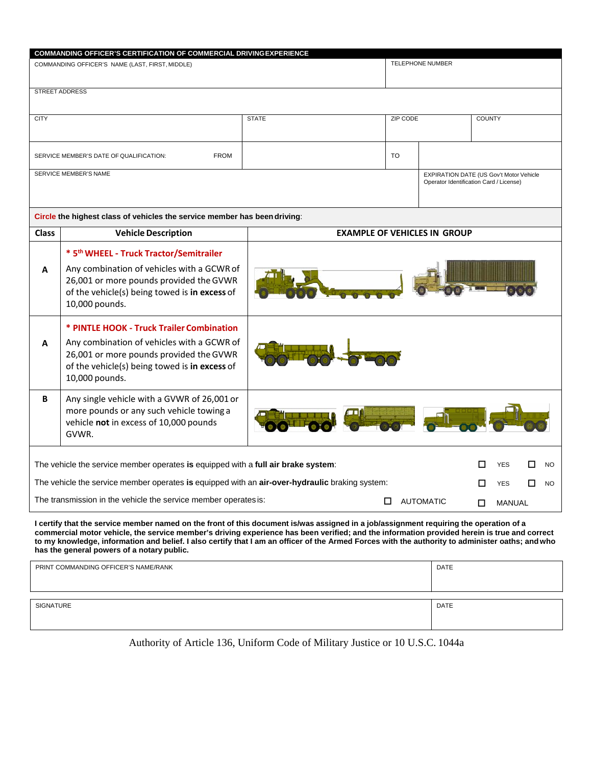## COMMANDING OFFICER'S CERTIFICATION OF COMMERCIAL DRIVING EXPERIENCE

| | |
|---|---|
| COMMANDING OFFICER'S NAME (LAST, FIRST, MIDDLE) | TELEPHONE NUMBER |
| STREET ADDRESS | |

| | | | |
|---|---|---|---|
| CITY | STATE | ZIP CODE | COUNTY |

| | | | |
|---|---|---|---|
| SERVICE MEMBER'S DATE OF QUALIFICATION: FROM | | TO | |

| | |
|---|---|
| SERVICE MEMBER'S NAME | EXPIRATION DATE (US Gov't Motor Vehicle Operator Identification Card / License) |

**Circle the highest class of vehicles the service member has been driving**:

| Class | Vehicle Description | EXAMPLE OF VEHICLES IN GROUP |
|---|---|---|
| A | **\* 5th WHEEL - Truck Tractor/Semitrailer** Any combination of vehicles with a GCWR of 26,001 or more pounds provided the GVWR of the vehicle(s) being towed is **in excess** of 10,000 pounds. | |
| A | **\* PINTLE HOOK - Truck Trailer Combination** Any combination of vehicles with a GCWR of 26,001 or more pounds provided the GVWR of the vehicle(s) being towed is **in excess** of 10,000 pounds. | |
| B | Any single vehicle with a GVWR of 26,001 or more pounds or any such vehicle towing a vehicle **not** in excess of 10,000 pounds GVWR. | |

The vehicle the service member operates **is** equipped with a **full air brake system**: ☐ YES ☐ NO

The vehicle the service member operates **is** equipped with an **air-over-hydraulic** braking system: ☐ YES ☐ NO

The transmission in the vehicle the service member operates is: ☐ AUTOMATIC ☐ MANUAL

**I certify that the service member named on the front of this document is/was assigned in a job/assignment requiring the operation of a commercial motor vehicle, the service member's driving experience has been verified; and the information provided herein is true and correct to my knowledge, information and belief. I also certify that I am an officer of the Armed Forces with the authority to administer oaths; and who has the general powers of a notary public.**

| | |
|---|---|
| PRINT COMMANDING OFFICER'S NAME/RANK | DATE |
| SIGNATURE | DATE |

Authority of Article 136, Uniform Code of Military Justice or 10 U.S.C. 1044a